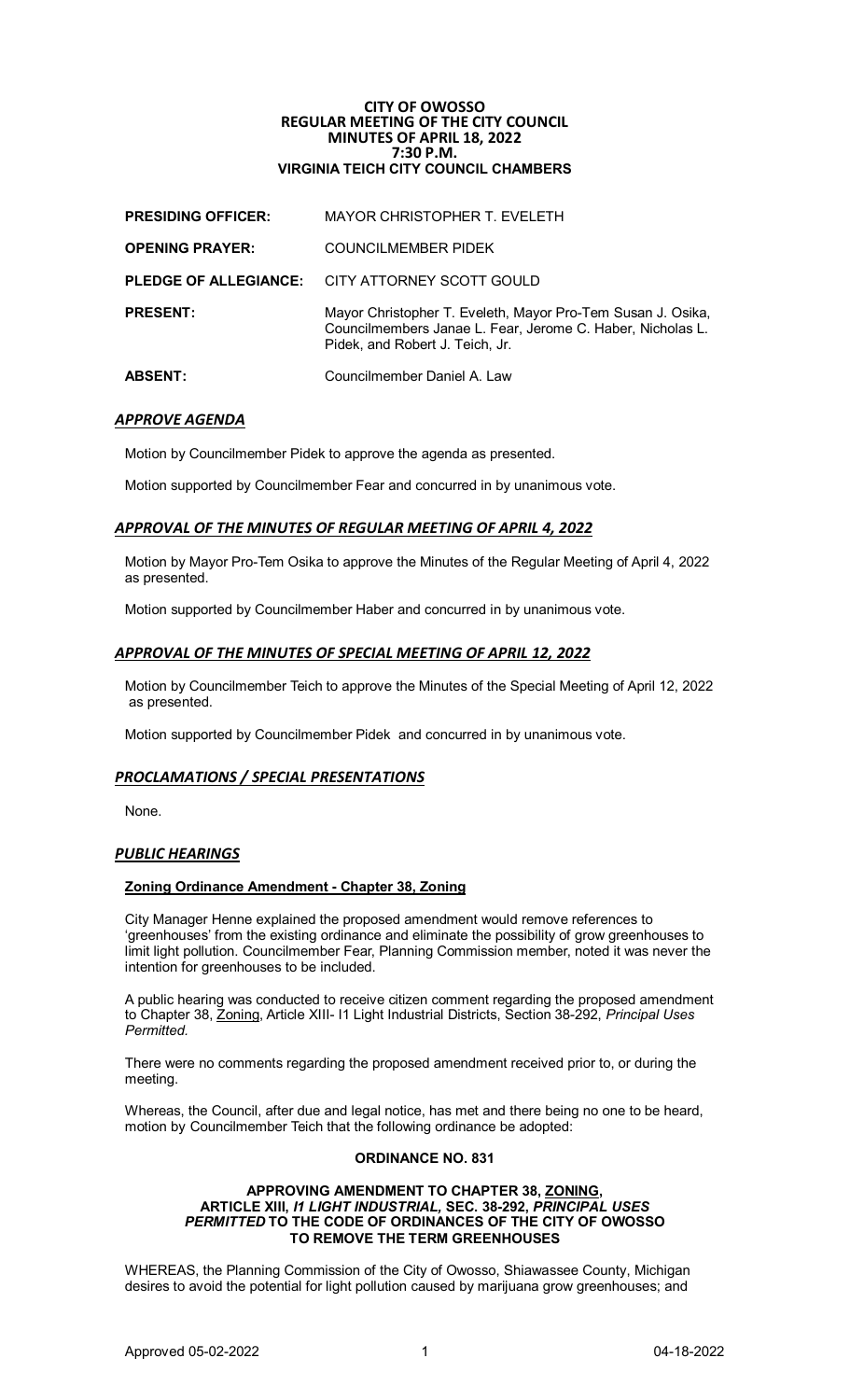# CITY OF OWOSSO
## REGULAR MEETING OF THE CITY COUNCIL
## MINUTES OF APRIL 18, 2022
## 7:30 P.M.
## VIRGINIA TEICH CITY COUNCIL CHAMBERS

| | |
|---|---|
| **PRESIDING OFFICER:** | MAYOR CHRISTOPHER T. EVELETH |
| **OPENING PRAYER:** | COUNCILMEMBER PIDEK |
| **PLEDGE OF ALLEGIANCE:** | CITY ATTORNEY SCOTT GOULD |
| **PRESENT:** | Mayor Christopher T. Eveleth, Mayor Pro-Tem Susan J. Osika, Councilmembers Janae L. Fear, Jerome C. Haber, Nicholas L. Pidek, and Robert J. Teich, Jr. |
| **ABSENT:** | Councilmember Daniel A. Law |

### *APPROVE AGENDA*

Motion by Councilmember Pidek to approve the agenda as presented.

Motion supported by Councilmember Fear and concurred in by unanimous vote.

### *APPROVAL OF THE MINUTES OF REGULAR MEETING OF APRIL 4, 2022*

Motion by Mayor Pro-Tem Osika to approve the Minutes of the Regular Meeting of April 4, 2022 as presented.

Motion supported by Councilmember Haber and concurred in by unanimous vote.

### *APPROVAL OF THE MINUTES OF SPECIAL MEETING OF APRIL 12, 2022*

Motion by Councilmember Teich to approve the Minutes of the Special Meeting of April 12, 2022 as presented.

Motion supported by Councilmember Pidek and concurred in by unanimous vote.

### *PROCLAMATIONS / SPECIAL PRESENTATIONS*

None.

### *PUBLIC HEARINGS*

**Zoning Ordinance Amendment - Chapter 38, Zoning**

City Manager Henne explained the proposed amendment would remove references to 'greenhouses' from the existing ordinance and eliminate the possibility of grow greenhouses to limit light pollution. Councilmember Fear, Planning Commission member, noted it was never the intention for greenhouses to be included.

A public hearing was conducted to receive citizen comment regarding the proposed amendment to Chapter 38, Zoning, Article XIII- I1 Light Industrial Districts, Section 38-292, *Principal Uses Permitted.*

There were no comments regarding the proposed amendment received prior to, or during the meeting.

Whereas, the Council, after due and legal notice, has met and there being no one to be heard, motion by Councilmember Teich that the following ordinance be adopted:

**ORDINANCE NO. 831**

**APPROVING AMENDMENT TO CHAPTER 38, ZONING, ARTICLE XIII, *I1 LIGHT INDUSTRIAL,* SEC. 38-292, *PRINCIPAL USES PERMITTED* TO THE CODE OF ORDINANCES OF THE CITY OF OWOSSO TO REMOVE THE TERM GREENHOUSES**

WHEREAS, the Planning Commission of the City of Owosso, Shiawassee County, Michigan desires to avoid the potential for light pollution caused by marijuana grow greenhouses; and

Approved 05-02-2022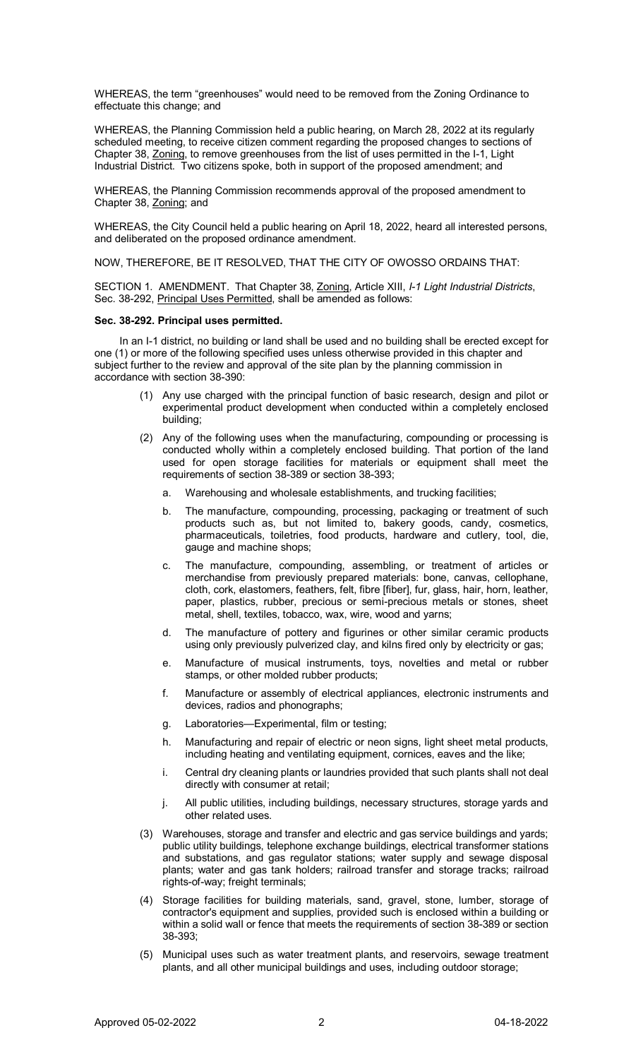WHEREAS, the term "greenhouses" would need to be removed from the Zoning Ordinance to effectuate this change; and

WHEREAS, the Planning Commission held a public hearing, on March 28, 2022 at its regularly scheduled meeting, to receive citizen comment regarding the proposed changes to sections of Chapter 38, Zoning, to remove greenhouses from the list of uses permitted in the I-1, Light Industrial District. Two citizens spoke, both in support of the proposed amendment; and

WHEREAS, the Planning Commission recommends approval of the proposed amendment to Chapter 38, Zoning; and

WHEREAS, the City Council held a public hearing on April 18, 2022, heard all interested persons, and deliberated on the proposed ordinance amendment.

NOW, THEREFORE, BE IT RESOLVED, THAT THE CITY OF OWOSSO ORDAINS THAT:

SECTION 1. AMENDMENT. That Chapter 38, Zoning, Article XIII, *I-1 Light Industrial Districts*, Sec. 38-292, Principal Uses Permitted, shall be amended as follows:

**Sec. 38-292. Principal uses permitted.**

In an I-1 district, no building or land shall be used and no building shall be erected except for one (1) or more of the following specified uses unless otherwise provided in this chapter and subject further to the review and approval of the site plan by the planning commission in accordance with section 38-390:

(1) Any use charged with the principal function of basic research, design and pilot or experimental product development when conducted within a completely enclosed building;

(2) Any of the following uses when the manufacturing, compounding or processing is conducted wholly within a completely enclosed building. That portion of the land used for open storage facilities for materials or equipment shall meet the requirements of section 38-389 or section 38-393;

   a. Warehousing and wholesale establishments, and trucking facilities;

   b. The manufacture, compounding, processing, packaging or treatment of such products such as, but not limited to, bakery goods, candy, cosmetics, pharmaceuticals, toiletries, food products, hardware and cutlery, tool, die, gauge and machine shops;

   c. The manufacture, compounding, assembling, or treatment of articles or merchandise from previously prepared materials: bone, canvas, cellophane, cloth, cork, elastomers, feathers, felt, fibre [fiber], fur, glass, hair, horn, leather, paper, plastics, rubber, precious or semi-precious metals or stones, sheet metal, shell, textiles, tobacco, wax, wire, wood and yarns;

   d. The manufacture of pottery and figurines or other similar ceramic products using only previously pulverized clay, and kilns fired only by electricity or gas;

   e. Manufacture of musical instruments, toys, novelties and metal or rubber stamps, or other molded rubber products;

   f. Manufacture or assembly of electrical appliances, electronic instruments and devices, radios and phonographs;

   g. Laboratories—Experimental, film or testing;

   h. Manufacturing and repair of electric or neon signs, light sheet metal products, including heating and ventilating equipment, cornices, eaves and the like;

   i. Central dry cleaning plants or laundries provided that such plants shall not deal directly with consumer at retail;

   j. All public utilities, including buildings, necessary structures, storage yards and other related uses.

(3) Warehouses, storage and transfer and electric and gas service buildings and yards; public utility buildings, telephone exchange buildings, electrical transformer stations and substations, and gas regulator stations; water supply and sewage disposal plants; water and gas tank holders; railroad transfer and storage tracks; railroad rights-of-way; freight terminals;

(4) Storage facilities for building materials, sand, gravel, stone, lumber, storage of contractor's equipment and supplies, provided such is enclosed within a building or within a solid wall or fence that meets the requirements of section 38-389 or section 38-393;

(5) Municipal uses such as water treatment plants, and reservoirs, sewage treatment plants, and all other municipal buildings and uses, including outdoor storage;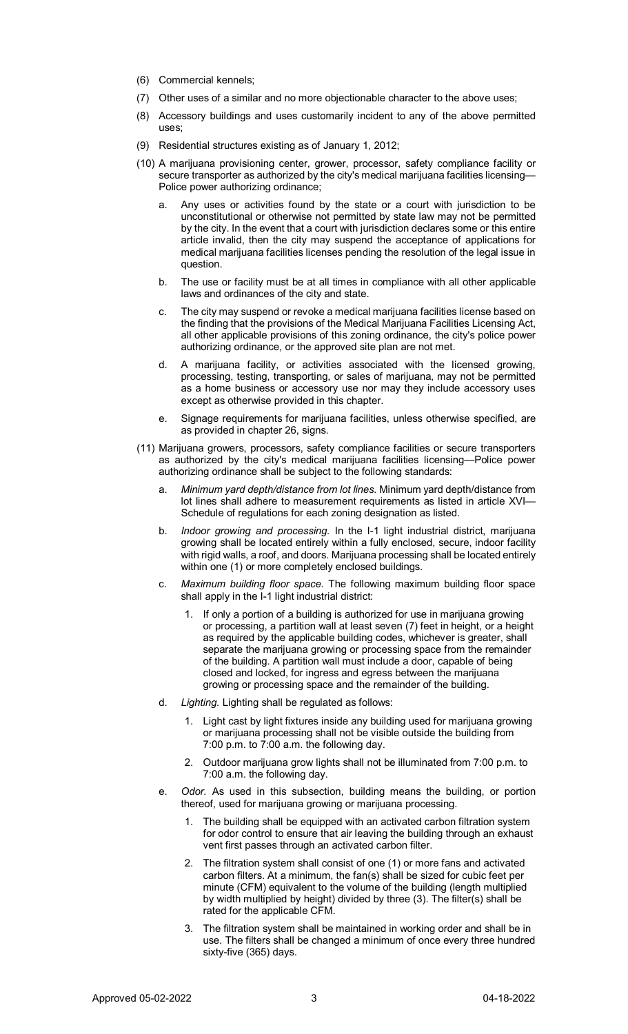(6) Commercial kennels;

(7) Other uses of a similar and no more objectionable character to the above uses;

(8) Accessory buildings and uses customarily incident to any of the above permitted uses;

(9) Residential structures existing as of January 1, 2012;

(10) A marijuana provisioning center, grower, processor, safety compliance facility or secure transporter as authorized by the city's medical marijuana facilities licensing—Police power authorizing ordinance;

   a. Any uses or activities found by the state or a court with jurisdiction to be unconstitutional or otherwise not permitted by state law may not be permitted by the city. In the event that a court with jurisdiction declares some or this entire article invalid, then the city may suspend the acceptance of applications for medical marijuana facilities licenses pending the resolution of the legal issue in question.

   b. The use or facility must be at all times in compliance with all other applicable laws and ordinances of the city and state.

   c. The city may suspend or revoke a medical marijuana facilities license based on the finding that the provisions of the Medical Marijuana Facilities Licensing Act, all other applicable provisions of this zoning ordinance, the city's police power authorizing ordinance, or the approved site plan are not met.

   d. A marijuana facility, or activities associated with the licensed growing, processing, testing, transporting, or sales of marijuana, may not be permitted as a home business or accessory use nor may they include accessory uses except as otherwise provided in this chapter.

   e. Signage requirements for marijuana facilities, unless otherwise specified, are as provided in chapter 26, signs.

(11) Marijuana growers, processors, safety compliance facilities or secure transporters as authorized by the city's medical marijuana facilities licensing—Police power authorizing ordinance shall be subject to the following standards:

   a. *Minimum yard depth/distance from lot lines.* Minimum yard depth/distance from lot lines shall adhere to measurement requirements as listed in article XVI—Schedule of regulations for each zoning designation as listed.

   b. *Indoor growing and processing.* In the I-1 light industrial district, marijuana growing shall be located entirely within a fully enclosed, secure, indoor facility with rigid walls, a roof, and doors. Marijuana processing shall be located entirely within one (1) or more completely enclosed buildings.

   c. *Maximum building floor space.* The following maximum building floor space shall apply in the I-1 light industrial district:

      1. If only a portion of a building is authorized for use in marijuana growing or processing, a partition wall at least seven (7) feet in height, or a height as required by the applicable building codes, whichever is greater, shall separate the marijuana growing or processing space from the remainder of the building. A partition wall must include a door, capable of being closed and locked, for ingress and egress between the marijuana growing or processing space and the remainder of the building.

   d. *Lighting.* Lighting shall be regulated as follows:

      1. Light cast by light fixtures inside any building used for marijuana growing or marijuana processing shall not be visible outside the building from 7:00 p.m. to 7:00 a.m. the following day.

      2. Outdoor marijuana grow lights shall not be illuminated from 7:00 p.m. to 7:00 a.m. the following day.

   e. *Odor.* As used in this subsection, building means the building, or portion thereof, used for marijuana growing or marijuana processing.

      1. The building shall be equipped with an activated carbon filtration system for odor control to ensure that air leaving the building through an exhaust vent first passes through an activated carbon filter.

      2. The filtration system shall consist of one (1) or more fans and activated carbon filters. At a minimum, the fan(s) shall be sized for cubic feet per minute (CFM) equivalent to the volume of the building (length multiplied by width multiplied by height) divided by three (3). The filter(s) shall be rated for the applicable CFM.

      3. The filtration system shall be maintained in working order and shall be in use. The filters shall be changed a minimum of once every three hundred sixty-five (365) days.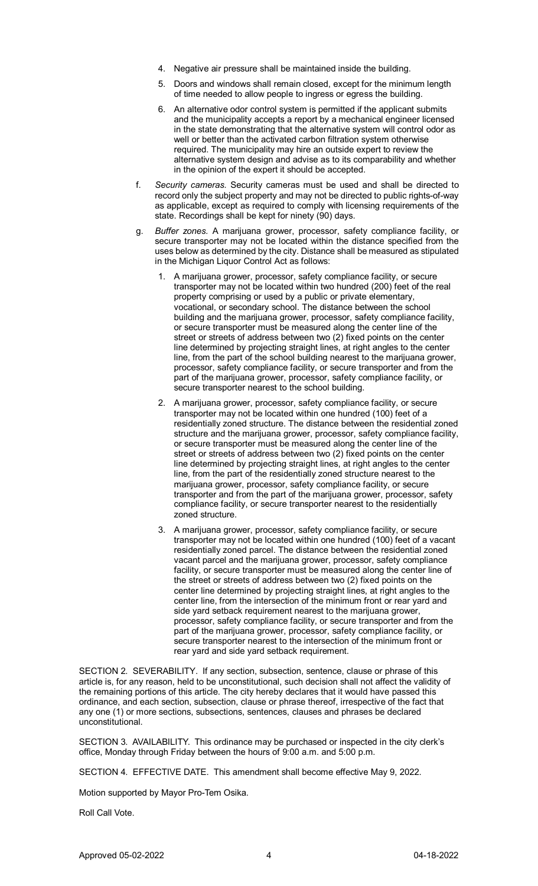4. Negative air pressure shall be maintained inside the building.
5. Doors and windows shall remain closed, except for the minimum length of time needed to allow people to ingress or egress the building.
6. An alternative odor control system is permitted if the applicant submits and the municipality accepts a report by a mechanical engineer licensed in the state demonstrating that the alternative system will control odor as well or better than the activated carbon filtration system otherwise required. The municipality may hire an outside expert to review the alternative system design and advise as to its comparability and whether in the opinion of the expert it should be accepted.

f. *Security cameras.* Security cameras must be used and shall be directed to record only the subject property and may not be directed to public rights-of-way as applicable, except as required to comply with licensing requirements of the state. Recordings shall be kept for ninety (90) days.

g. *Buffer zones.* A marijuana grower, processor, safety compliance facility, or secure transporter may not be located within the distance specified from the uses below as determined by the city. Distance shall be measured as stipulated in the Michigan Liquor Control Act as follows:

1. A marijuana grower, processor, safety compliance facility, or secure transporter may not be located within two hundred (200) feet of the real property comprising or used by a public or private elementary, vocational, or secondary school. The distance between the school building and the marijuana grower, processor, safety compliance facility, or secure transporter must be measured along the center line of the street or streets of address between two (2) fixed points on the center line determined by projecting straight lines, at right angles to the center line, from the part of the school building nearest to the marijuana grower, processor, safety compliance facility, or secure transporter and from the part of the marijuana grower, processor, safety compliance facility, or secure transporter nearest to the school building.
2. A marijuana grower, processor, safety compliance facility, or secure transporter may not be located within one hundred (100) feet of a residentially zoned structure. The distance between the residential zoned structure and the marijuana grower, processor, safety compliance facility, or secure transporter must be measured along the center line of the street or streets of address between two (2) fixed points on the center line determined by projecting straight lines, at right angles to the center line, from the part of the residentially zoned structure nearest to the marijuana grower, processor, safety compliance facility, or secure transporter and from the part of the marijuana grower, processor, safety compliance facility, or secure transporter nearest to the residentially zoned structure.
3. A marijuana grower, processor, safety compliance facility, or secure transporter may not be located within one hundred (100) feet of a vacant residentially zoned parcel. The distance between the residential zoned vacant parcel and the marijuana grower, processor, safety compliance facility, or secure transporter must be measured along the center line of the street or streets of address between two (2) fixed points on the center line determined by projecting straight lines, at right angles to the center line, from the intersection of the minimum front or rear yard and side yard setback requirement nearest to the marijuana grower, processor, safety compliance facility, or secure transporter and from the part of the marijuana grower, processor, safety compliance facility, or secure transporter nearest to the intersection of the minimum front or rear yard and side yard setback requirement.

SECTION 2. SEVERABILITY. If any section, subsection, sentence, clause or phrase of this article is, for any reason, held to be unconstitutional, such decision shall not affect the validity of the remaining portions of this article. The city hereby declares that it would have passed this ordinance, and each section, subsection, clause or phrase thereof, irrespective of the fact that any one (1) or more sections, subsections, sentences, clauses and phrases be declared unconstitutional.

SECTION 3. AVAILABILITY. This ordinance may be purchased or inspected in the city clerk's office, Monday through Friday between the hours of 9:00 a.m. and 5:00 p.m.

SECTION 4. EFFECTIVE DATE. This amendment shall become effective May 9, 2022.

Motion supported by Mayor Pro-Tem Osika.

Roll Call Vote.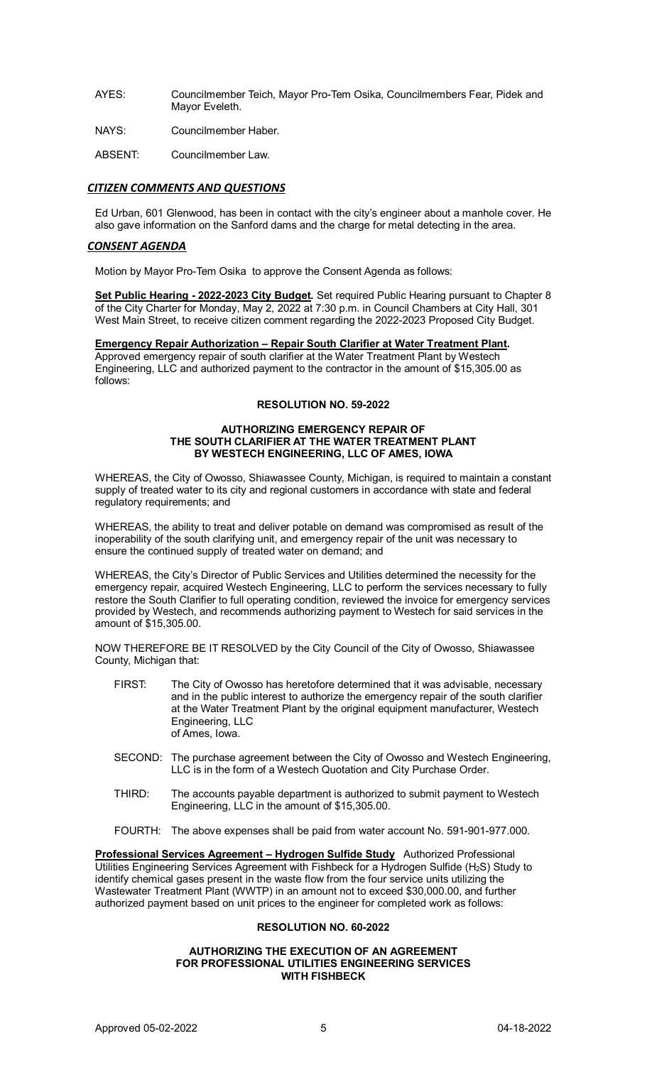AYES: Councilmember Teich, Mayor Pro-Tem Osika, Councilmembers Fear, Pidek and Mayor Eveleth.

NAYS: Councilmember Haber.

ABSENT: Councilmember Law.

## *CITIZEN COMMENTS AND QUESTIONS*

Ed Urban, 601 Glenwood, has been in contact with the city's engineer about a manhole cover. He also gave information on the Sanford dams and the charge for metal detecting in the area.

## *CONSENT AGENDA*

Motion by Mayor Pro-Tem Osika to approve the Consent Agenda as follows:

**Set Public Hearing - 2022-2023 City Budget.** Set required Public Hearing pursuant to Chapter 8 of the City Charter for Monday, May 2, 2022 at 7:30 p.m. in Council Chambers at City Hall, 301 West Main Street, to receive citizen comment regarding the 2022-2023 Proposed City Budget.

**Emergency Repair Authorization – Repair South Clarifier at Water Treatment Plant.** Approved emergency repair of south clarifier at the Water Treatment Plant by Westech Engineering, LLC and authorized payment to the contractor in the amount of $15,305.00 as follows:

**RESOLUTION NO. 59-2022**

**AUTHORIZING EMERGENCY REPAIR OF THE SOUTH CLARIFIER AT THE WATER TREATMENT PLANT BY WESTECH ENGINEERING, LLC OF AMES, IOWA**

WHEREAS, the City of Owosso, Shiawassee County, Michigan, is required to maintain a constant supply of treated water to its city and regional customers in accordance with state and federal regulatory requirements; and

WHEREAS, the ability to treat and deliver potable on demand was compromised as result of the inoperability of the south clarifying unit, and emergency repair of the unit was necessary to ensure the continued supply of treated water on demand; and

WHEREAS, the City's Director of Public Services and Utilities determined the necessity for the emergency repair, acquired Westech Engineering, LLC to perform the services necessary to fully restore the South Clarifier to full operating condition, reviewed the invoice for emergency services provided by Westech, and recommends authorizing payment to Westech for said services in the amount of $15,305.00.

NOW THEREFORE BE IT RESOLVED by the City Council of the City of Owosso, Shiawassee County, Michigan that:

FIRST: The City of Owosso has heretofore determined that it was advisable, necessary and in the public interest to authorize the emergency repair of the south clarifier at the Water Treatment Plant by the original equipment manufacturer, Westech Engineering, LLC of Ames, Iowa.

SECOND: The purchase agreement between the City of Owosso and Westech Engineering, LLC is in the form of a Westech Quotation and City Purchase Order.

THIRD: The accounts payable department is authorized to submit payment to Westech Engineering, LLC in the amount of $15,305.00.

FOURTH: The above expenses shall be paid from water account No. 591-901-977.000.

**Professional Services Agreement – Hydrogen Sulfide Study** Authorized Professional Utilities Engineering Services Agreement with Fishbeck for a Hydrogen Sulfide ($H_2S$) Study to identify chemical gases present in the waste flow from the four service units utilizing the Wastewater Treatment Plant (WWTP) in an amount not to exceed $30,000.00, and further authorized payment based on unit prices to the engineer for completed work as follows:

**RESOLUTION NO. 60-2022**

**AUTHORIZING THE EXECUTION OF AN AGREEMENT FOR PROFESSIONAL UTILITIES ENGINEERING SERVICES WITH FISHBECK**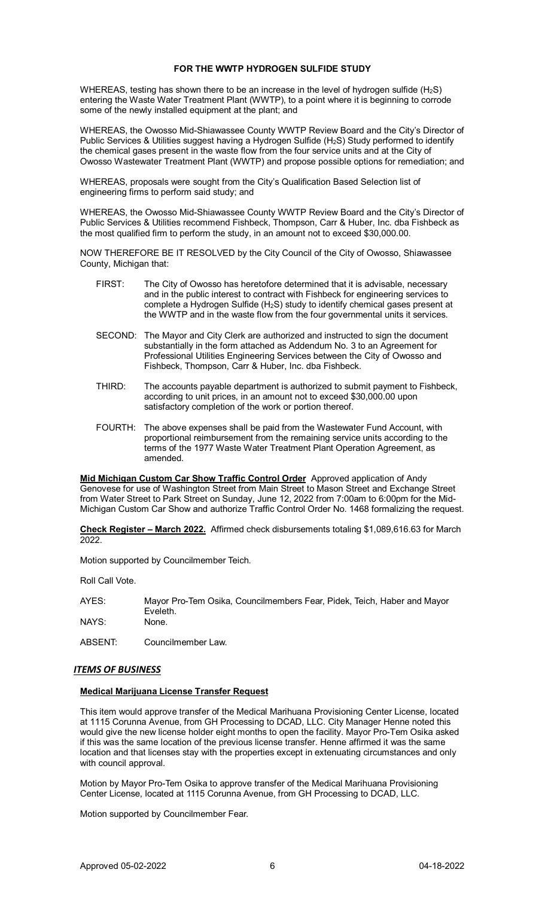**FOR THE WWTP HYDROGEN SULFIDE STUDY**

WHEREAS, testing has shown there to be an increase in the level of hydrogen sulfide ($H_2S$) entering the Waste Water Treatment Plant (WWTP), to a point where it is beginning to corrode some of the newly installed equipment at the plant; and

WHEREAS, the Owosso Mid-Shiawassee County WWTP Review Board and the City's Director of Public Services & Utilities suggest having a Hydrogen Sulfide ($H_2S$) Study performed to identify the chemical gases present in the waste flow from the four service units and at the City of Owosso Wastewater Treatment Plant (WWTP) and propose possible options for remediation; and

WHEREAS, proposals were sought from the City's Qualification Based Selection list of engineering firms to perform said study; and

WHEREAS, the Owosso Mid-Shiawassee County WWTP Review Board and the City's Director of Public Services & Utilities recommend Fishbeck, Thompson, Carr & Huber, Inc. dba Fishbeck as the most qualified firm to perform the study, in an amount not to exceed $30,000.00.

NOW THEREFORE BE IT RESOLVED by the City Council of the City of Owosso, Shiawassee County, Michigan that:

FIRST: The City of Owosso has heretofore determined that it is advisable, necessary and in the public interest to contract with Fishbeck for engineering services to complete a Hydrogen Sulfide ($H_2S$) study to identify chemical gases present at the WWTP and in the waste flow from the four governmental units it services.

SECOND: The Mayor and City Clerk are authorized and instructed to sign the document substantially in the form attached as Addendum No. 3 to an Agreement for Professional Utilities Engineering Services between the City of Owosso and Fishbeck, Thompson, Carr & Huber, Inc. dba Fishbeck.

THIRD: The accounts payable department is authorized to submit payment to Fishbeck, according to unit prices, in an amount not to exceed $30,000.00 upon satisfactory completion of the work or portion thereof.

FOURTH: The above expenses shall be paid from the Wastewater Fund Account, with proportional reimbursement from the remaining service units according to the terms of the 1977 Waste Water Treatment Plant Operation Agreement, as amended.

**Mid Michigan Custom Car Show Traffic Control Order** Approved application of Andy Genovese for use of Washington Street from Main Street to Mason Street and Exchange Street from Water Street to Park Street on Sunday, June 12, 2022 from 7:00am to 6:00pm for the Mid-Michigan Custom Car Show and authorize Traffic Control Order No. 1468 formalizing the request.

**Check Register – March 2022.** Affirmed check disbursements totaling $1,089,616.63 for March 2022.

Motion supported by Councilmember Teich.

Roll Call Vote.

AYES: Mayor Pro-Tem Osika, Councilmembers Fear, Pidek, Teich, Haber and Mayor Eveleth.

NAYS: None.

ABSENT: Councilmember Law.

## *ITEMS OF BUSINESS*

**Medical Marijuana License Transfer Request**

This item would approve transfer of the Medical Marihuana Provisioning Center License, located at 1115 Corunna Avenue, from GH Processing to DCAD, LLC. City Manager Henne noted this would give the new license holder eight months to open the facility. Mayor Pro-Tem Osika asked if this was the same location of the previous license transfer. Henne affirmed it was the same location and that licenses stay with the properties except in extenuating circumstances and only with council approval.

Motion by Mayor Pro-Tem Osika to approve transfer of the Medical Marihuana Provisioning Center License, located at 1115 Corunna Avenue, from GH Processing to DCAD, LLC.

Motion supported by Councilmember Fear.

Approved 05-02-2022 04-18-2022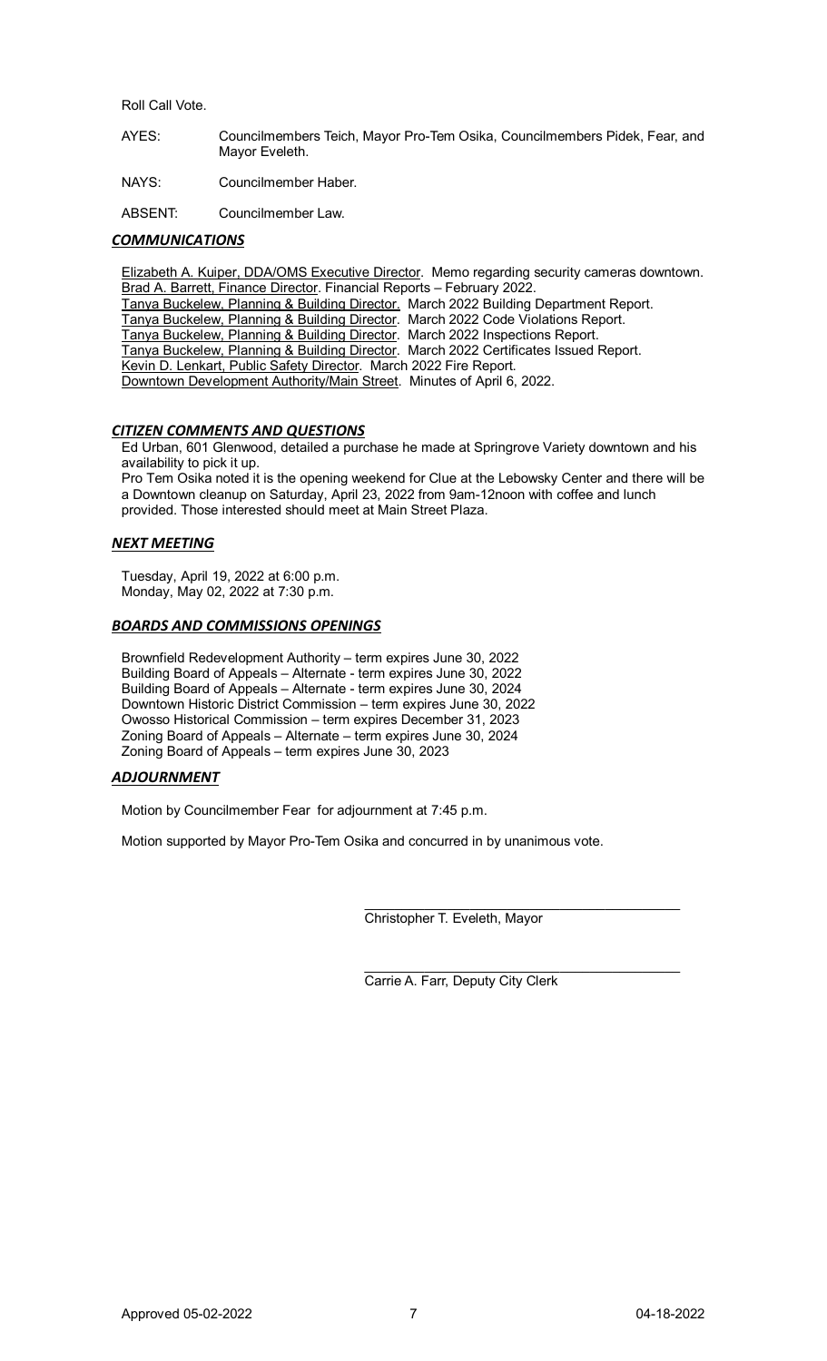Roll Call Vote.

AYES: Councilmembers Teich, Mayor Pro-Tem Osika, Councilmembers Pidek, Fear, and Mayor Eveleth.

NAYS: Councilmember Haber.

ABSENT: Councilmember Law.

## *COMMUNICATIONS*

Elizabeth A. Kuiper, DDA/OMS Executive Director. Memo regarding security cameras downtown.
Brad A. Barrett, Finance Director. Financial Reports – February 2022.
Tanya Buckelew, Planning & Building Director. March 2022 Building Department Report.
Tanya Buckelew, Planning & Building Director. March 2022 Code Violations Report.
Tanya Buckelew, Planning & Building Director. March 2022 Inspections Report.
Tanya Buckelew, Planning & Building Director. March 2022 Certificates Issued Report.
Kevin D. Lenkart, Public Safety Director. March 2022 Fire Report.
Downtown Development Authority/Main Street. Minutes of April 6, 2022.

## *CITIZEN COMMENTS AND QUESTIONS*

Ed Urban, 601 Glenwood, detailed a purchase he made at Springrove Variety downtown and his availability to pick it up.
Pro Tem Osika noted it is the opening weekend for Clue at the Lebowsky Center and there will be a Downtown cleanup on Saturday, April 23, 2022 from 9am-12noon with coffee and lunch provided. Those interested should meet at Main Street Plaza.

## *NEXT MEETING*

Tuesday, April 19, 2022 at 6:00 p.m.
Monday, May 02, 2022 at 7:30 p.m.

## *BOARDS AND COMMISSIONS OPENINGS*

Brownfield Redevelopment Authority – term expires June 30, 2022
Building Board of Appeals – Alternate - term expires June 30, 2022
Building Board of Appeals – Alternate - term expires June 30, 2024
Downtown Historic District Commission – term expires June 30, 2022
Owosso Historical Commission – term expires December 31, 2023
Zoning Board of Appeals – Alternate – term expires June 30, 2024
Zoning Board of Appeals – term expires June 30, 2023

## *ADJOURNMENT*

Motion by Councilmember Fear for adjournment at 7:45 p.m.

Motion supported by Mayor Pro-Tem Osika and concurred in by unanimous vote.

\_\_\_\_\_\_\_\_\_\_\_\_\_\_\_\_\_\_\_\_\_\_\_\_\_\_\_\_\_\_\_\_\_\_\_\_\_\_\_\_
Christopher T. Eveleth, Mayor

\_\_\_\_\_\_\_\_\_\_\_\_\_\_\_\_\_\_\_\_\_\_\_\_\_\_\_\_\_\_\_\_\_\_\_\_\_\_\_\_
Carrie A. Farr, Deputy City Clerk

Approved 05-02-2022 04-18-2022